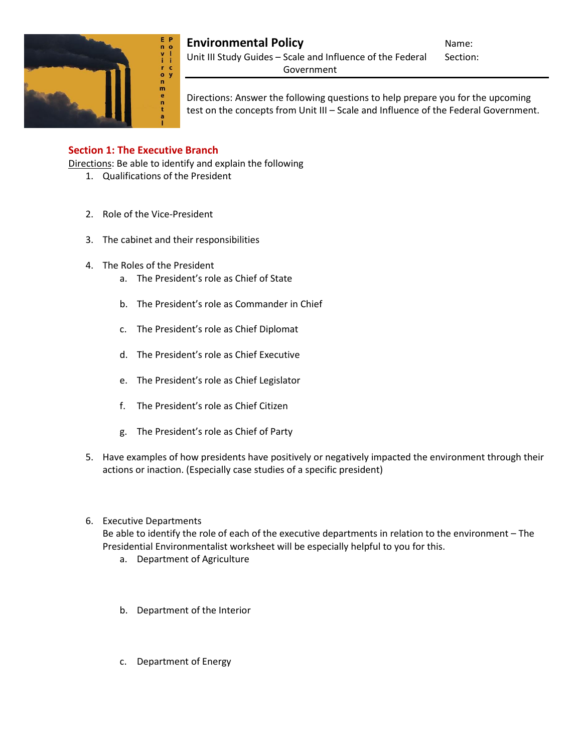# Environmental Policy

Unit III Study Guides – Scale and Influence of the Federal Government

Name:

Section:

Directions: Answer the following questions to help prepare you for the upcoming test on the concepts from Unit III – Scale and Influence of the Federal Government.

## Section 1: The Executive Branch

Directions: Be able to identify and explain the following

1. Qualifications of the President
2. Role of the Vice-President
3. The cabinet and their responsibilities
4. The Roles of the President
   a. The President's role as Chief of State
   b. The President's role as Commander in Chief
   c. The President's role as Chief Diplomat
   d. The President's role as Chief Executive
   e. The President's role as Chief Legislator
   f. The President's role as Chief Citizen
   g. The President's role as Chief of Party
5. Have examples of how presidents have positively or negatively impacted the environment through their actions or inaction. (Especially case studies of a specific president)
6. Executive Departments
   Be able to identify the role of each of the executive departments in relation to the environment – The Presidential Environmentalist worksheet will be especially helpful to you for this.
   a. Department of Agriculture
   b. Department of the Interior
   c. Department of Energy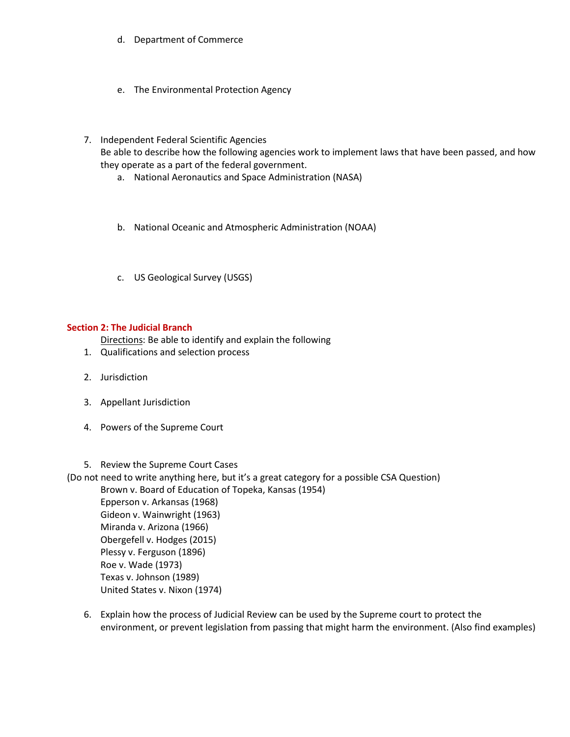d. Department of Commerce

   e. The Environmental Protection Agency

7. Independent Federal Scientific Agencies
   Be able to describe how the following agencies work to implement laws that have been passed, and how they operate as a part of the federal government.
   a. National Aeronautics and Space Administration (NASA)

   b. National Oceanic and Atmospheric Administration (NOAA)

   c. US Geological Survey (USGS)

## Section 2: The Judicial Branch

Directions: Be able to identify and explain the following

1. Qualifications and selection process

2. Jurisdiction

3. Appellant Jurisdiction

4. Powers of the Supreme Court

5. Review the Supreme Court Cases

(Do not need to write anything here, but it's a great category for a possible CSA Question)

   Brown v. Board of Education of Topeka, Kansas (1954)
   Epperson v. Arkansas (1968)
   Gideon v. Wainwright (1963)
   Miranda v. Arizona (1966)
   Obergefell v. Hodges (2015)
   Plessy v. Ferguson (1896)
   Roe v. Wade (1973)
   Texas v. Johnson (1989)
   United States v. Nixon (1974)

6. Explain how the process of Judicial Review can be used by the Supreme court to protect the environment, or prevent legislation from passing that might harm the environment. (Also find examples)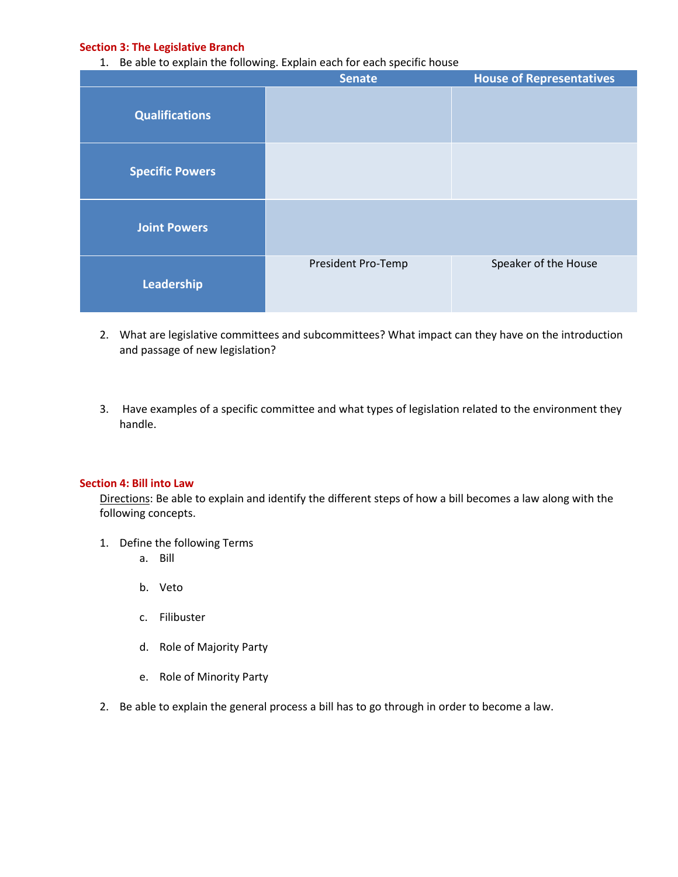**Section 3: The Legislative Branch**

1. Be able to explain the following. Explain each for each specific house

| | Senate | House of Representatives |
|---|---|---|
| **Qualifications** | | |
| **Specific Powers** | | |
| **Joint Powers** | | |
| **Leadership** | President Pro-Temp | Speaker of the House |

2. What are legislative committees and subcommittees? What impact can they have on the introduction and passage of new legislation?

3. Have examples of a specific committee and what types of legislation related to the environment they handle.

**Section 4: Bill into Law**

Directions: Be able to explain and identify the different steps of how a bill becomes a law along with the following concepts.

1. Define the following Terms
    a. Bill
    b. Veto
    c. Filibuster
    d. Role of Majority Party
    e. Role of Minority Party
2. Be able to explain the general process a bill has to go through in order to become a law.